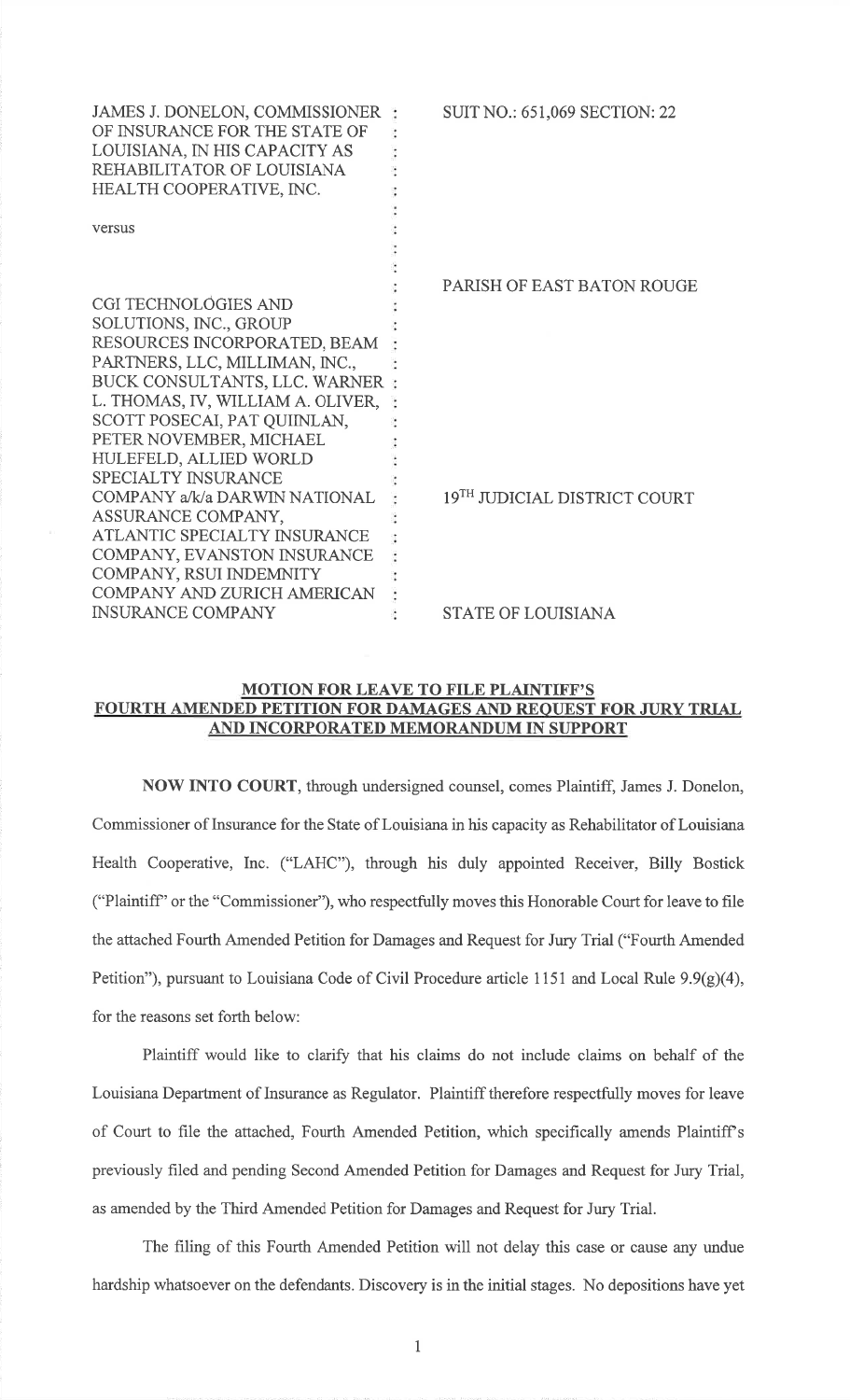JAMES J. DONELON, COMMISSIONER OF INSURANCE FOR THE STATE OF LOUISIANA, IN HIS CAPACITY AS REHABILITATOR OF LOUISIANA HEALTH COOPERATIVE, INC.

versus

CGI TECHNOLOGIES AND SOLUTIONS, INC., GROUP RESOURCES INCORPORATED, BEAM PARTNERS, LLC, MILLIMAN, INC., BUCK CONSULTANTS, LLC. WARNER L. THOMAS, IV, WILLIAM A. OLIVER, SCOTT POSECAI, PAT QUIINLAN, PETER NOVEMBER, MICHAEL HULEFELD, ALLIED WORLD SPECIALTY INSURANCE COMPANY a/k/a DARWIN NATIONAL ASSURANCE COMPANY, ATLANTIC SPECIALTY INSURANCE COMPANY, EVANSTON INSURANCE COMPANY, RSUI INDEMNITY COMPANY AND ZURICH AMERICAN INSURANCE COMPANY

SUIT NO.: 651,069 SECTION: 22

PARISH OF EAST BATON ROUGE

19TH JUDICIAL DISTRICT COURT

STATE OF LOUISIANA

**MOTION FOR LEAVE TO FILE PLAINTIFF'S FOURTH AMENDED PETITION FOR DAMAGES AND REQUEST FOR JURY TRIAL AND INCORPORATED MEMORANDUM IN SUPPORT**

**NOW INTO COURT**, through undersigned counsel, comes Plaintiff, James J. Donelon, Commissioner of Insurance for the State of Louisiana in his capacity as Rehabilitator of Louisiana Health Cooperative, Inc. ("LAHC"), through his duly appointed Receiver, Billy Bostick ("Plaintiff" or the "Commissioner"), who respectfully moves this Honorable Court for leave to file the attached Fourth Amended Petition for Damages and Request for Jury Trial ("Fourth Amended Petition"), pursuant to Louisiana Code of Civil Procedure article 1151 and Local Rule 9.9(g)(4), for the reasons set forth below:

Plaintiff would like to clarify that his claims do not include claims on behalf of the Louisiana Department of Insurance as Regulator. Plaintiff therefore respectfully moves for leave of Court to file the attached, Fourth Amended Petition, which specifically amends Plaintiff's previously filed and pending Second Amended Petition for Damages and Request for Jury Trial, as amended by the Third Amended Petition for Damages and Request for Jury Trial.

The filing of this Fourth Amended Petition will not delay this case or cause any undue hardship whatsoever on the defendants. Discovery is in the initial stages. No depositions have yet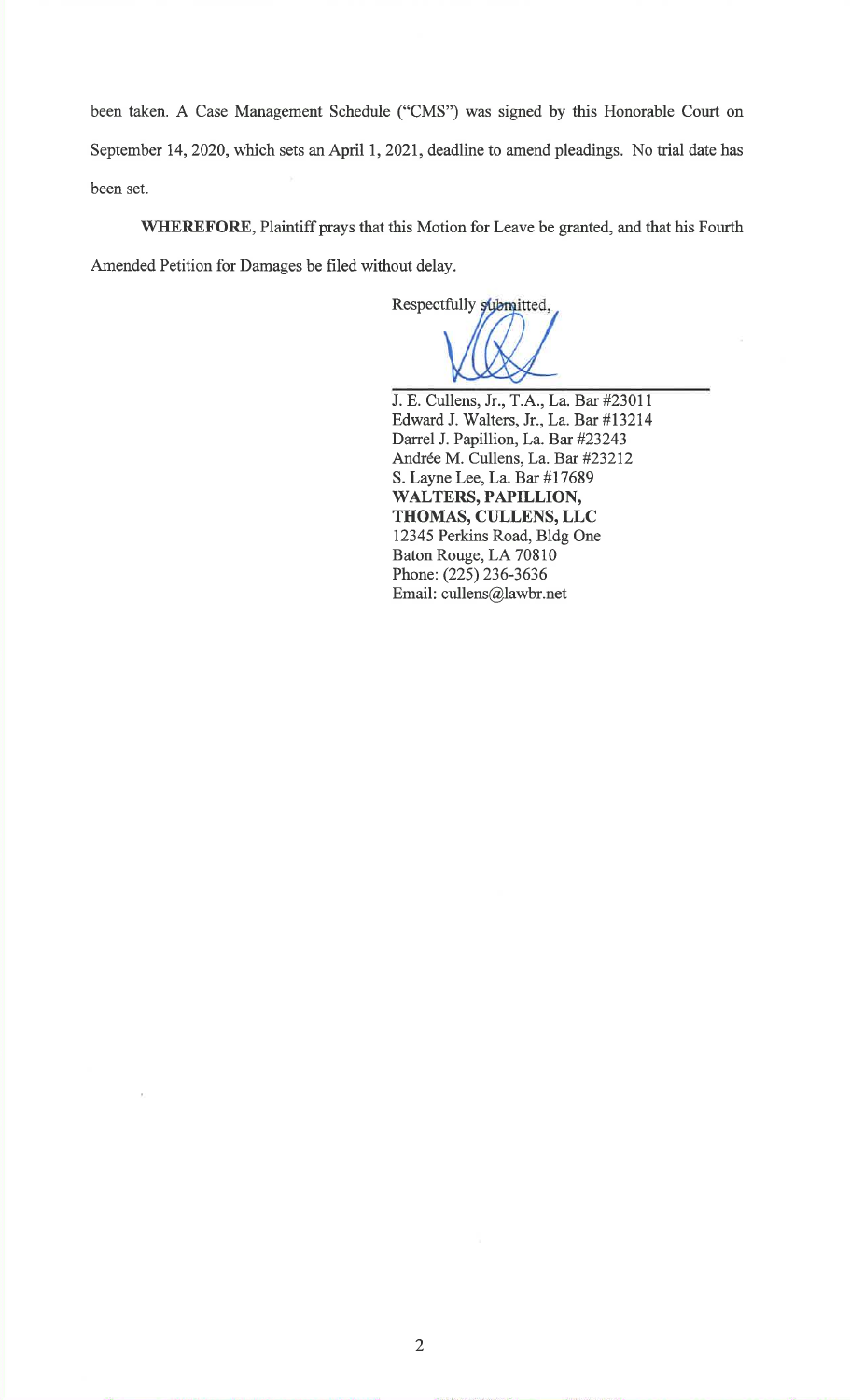been taken. A Case Management Schedule ("CMS") was signed by this Honorable Court on September 14, 2020, which sets an April 1, 2021, deadline to amend pleadings. No trial date has been set.

**WHEREFORE**, Plaintiff prays that this Motion for Leave be granted, and that his Fourth Amended Petition for Damages be filed without delay.

Respectfully submitted,

J. E. Cullens, Jr., T.A., La. Bar #23011
Edward J. Walters, Jr., La. Bar #13214
Darrel J. Papillion, La. Bar #23243
Andrée M. Cullens, La. Bar #23212
S. Layne Lee, La. Bar #17689
**WALTERS, PAPILLION, THOMAS, CULLENS, LLC**
12345 Perkins Road, Bldg One
Baton Rouge, LA 70810
Phone: (225) 236-3636
Email: cullens@lawbr.net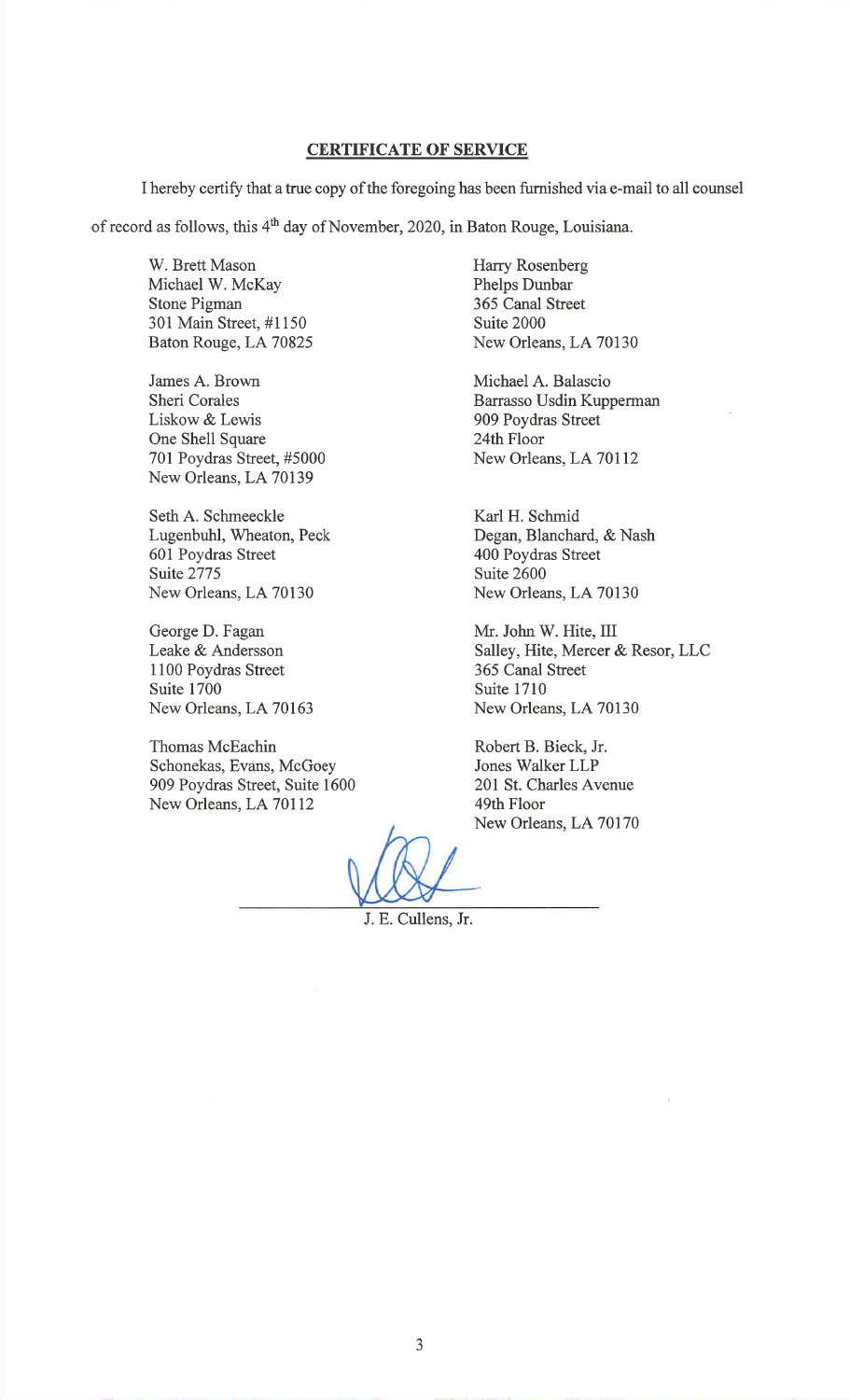**CERTIFICATE OF SERVICE**

I hereby certify that a true copy of the foregoing has been furnished via e-mail to all counsel of record as follows, this 4th day of November, 2020, in Baton Rouge, Louisiana.

W. Brett Mason
Michael W. McKay
Stone Pigman
301 Main Street, #1150
Baton Rouge, LA 70825

Harry Rosenberg
Phelps Dunbar
365 Canal Street
Suite 2000
New Orleans, LA 70130

James A. Brown
Sheri Corales
Liskow & Lewis
One Shell Square
701 Poydras Street, #5000
New Orleans, LA 70139

Michael A. Balascio
Barrasso Usdin Kupperman
909 Poydras Street
24th Floor
New Orleans, LA 70112

Seth A. Schmeeckle
Lugenbuhl, Wheaton, Peck
601 Poydras Street
Suite 2775
New Orleans, LA 70130

Karl H. Schmid
Degan, Blanchard, & Nash
400 Poydras Street
Suite 2600
New Orleans, LA 70130

George D. Fagan
Leake & Andersson
1100 Poydras Street
Suite 1700
New Orleans, LA 70163

Mr. John W. Hite, III
Salley, Hite, Mercer & Resor, LLC
365 Canal Street
Suite 1710
New Orleans, LA 70130

Thomas McEachin
Schonekas, Evans, McGoey
909 Poydras Street, Suite 1600
New Orleans, LA 70112

Robert B. Bieck, Jr.
Jones Walker LLP
201 St. Charles Avenue
49th Floor
New Orleans, LA 70170

J. E. Cullens, Jr.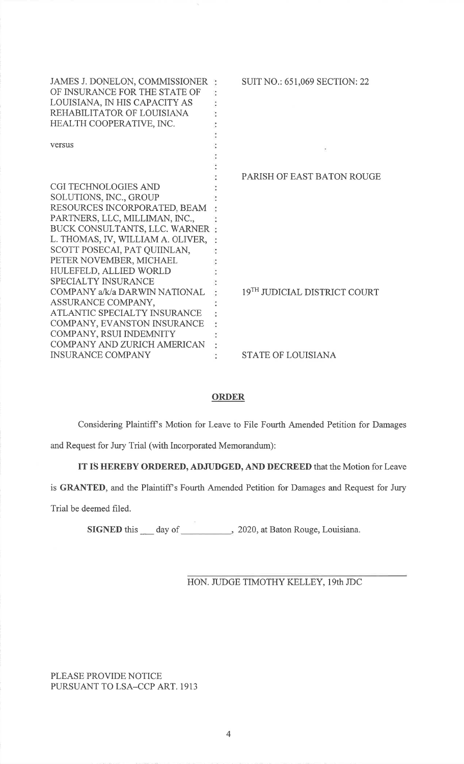| | | |
|---|---|---|
| JAMES J. DONELON, COMMISSIONER OF INSURANCE FOR THE STATE OF LOUISIANA, IN HIS CAPACITY AS REHABILITATOR OF LOUISIANA HEALTH COOPERATIVE, INC. | : | SUIT NO.: 651,069 SECTION: 22 |
| versus | : | |
| | : | PARISH OF EAST BATON ROUGE |
| CGI TECHNOLOGIES AND SOLUTIONS, INC., GROUP RESOURCES INCORPORATED, BEAM PARTNERS, LLC, MILLIMAN, INC., BUCK CONSULTANTS, LLC. WARNER L. THOMAS, IV, WILLIAM A. OLIVER, SCOTT POSECAI, PAT QUIINLAN, PETER NOVEMBER, MICHAEL HULEFELD, ALLIED WORLD SPECIALTY INSURANCE COMPANY a/k/a DARWIN NATIONAL ASSURANCE COMPANY, ATLANTIC SPECIALTY INSURANCE COMPANY, EVANSTON INSURANCE COMPANY, RSUI INDEMNITY COMPANY AND ZURICH AMERICAN INSURANCE COMPANY | : | 19TH JUDICIAL DISTRICT COURT |
| | : | STATE OF LOUISIANA |

## ORDER

Considering Plaintiff's Motion for Leave to File Fourth Amended Petition for Damages and Request for Jury Trial (with Incorporated Memorandum):

**IT IS HEREBY ORDERED, ADJUDGED, AND DECREED** that the Motion for Leave is **GRANTED**, and the Plaintiff's Fourth Amended Petition for Damages and Request for Jury Trial be deemed filed.

**SIGNED** this ___ day of __________, 2020, at Baton Rouge, Louisiana.

_________________________________

HON. JUDGE TIMOTHY KELLEY, 19th JDC

PLEASE PROVIDE NOTICE
PURSUANT TO LSA–CCP ART. 1913